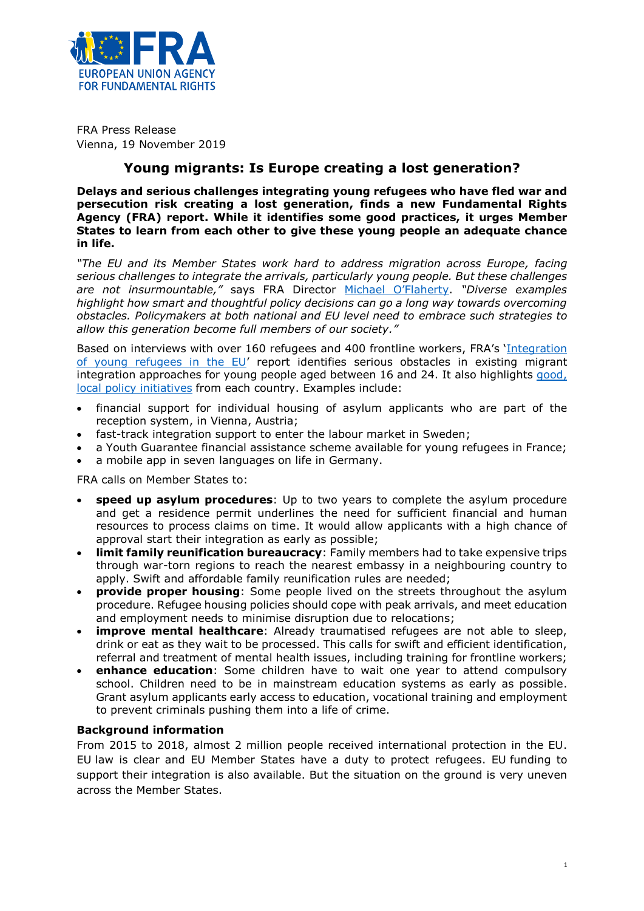FRA Press Release
Vienna, 19 November 2019

## Young migrants: Is Europe creating a lost generation?

**Delays and serious challenges integrating young refugees who have fled war and persecution risk creating a lost generation, finds a new Fundamental Rights Agency (FRA) report. While it identifies some good practices, it urges Member States to learn from each other to give these young people an adequate chance in life.**

*"The EU and its Member States work hard to address migration across Europe, facing serious challenges to integrate the arrivals, particularly young people. But these challenges are not insurmountable,"* says FRA Director Michael O'Flaherty. *"Diverse examples highlight how smart and thoughtful policy decisions can go a long way towards overcoming obstacles. Policymakers at both national and EU level need to embrace such strategies to allow this generation become full members of our society."*

Based on interviews with over 160 refugees and 400 frontline workers, FRA's 'Integration of young refugees in the EU' report identifies serious obstacles in existing migrant integration approaches for young people aged between 16 and 24. It also highlights good, local policy initiatives from each country. Examples include:

- financial support for individual housing of asylum applicants who are part of the reception system, in Vienna, Austria;
- fast-track integration support to enter the labour market in Sweden;
- a Youth Guarantee financial assistance scheme available for young refugees in France;
- a mobile app in seven languages on life in Germany.

FRA calls on Member States to:

- **speed up asylum procedures**: Up to two years to complete the asylum procedure and get a residence permit underlines the need for sufficient financial and human resources to process claims on time. It would allow applicants with a high chance of approval start their integration as early as possible;
- **limit family reunification bureaucracy**: Family members had to take expensive trips through war-torn regions to reach the nearest embassy in a neighbouring country to apply. Swift and affordable family reunification rules are needed;
- **provide proper housing**: Some people lived on the streets throughout the asylum procedure. Refugee housing policies should cope with peak arrivals, and meet education and employment needs to minimise disruption due to relocations;
- **improve mental healthcare**: Already traumatised refugees are not able to sleep, drink or eat as they wait to be processed. This calls for swift and efficient identification, referral and treatment of mental health issues, including training for frontline workers;
- **enhance education**: Some children have to wait one year to attend compulsory school. Children need to be in mainstream education systems as early as possible. Grant asylum applicants early access to education, vocational training and employment to prevent criminals pushing them into a life of crime.

**Background information**

From 2015 to 2018, almost 2 million people received international protection in the EU. EU law is clear and EU Member States have a duty to protect refugees. EU funding to support their integration is also available. But the situation on the ground is very uneven across the Member States.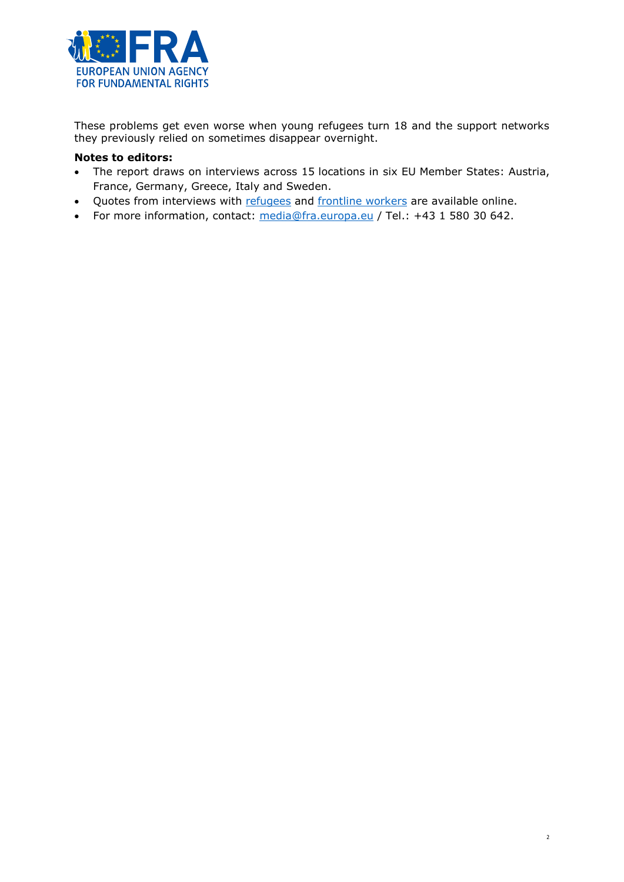These problems get even worse when young refugees turn 18 and the support networks they previously relied on sometimes disappear overnight.

**Notes to editors:**

- The report draws on interviews across 15 locations in six EU Member States: Austria, France, Germany, Greece, Italy and Sweden.
- Quotes from interviews with refugees and frontline workers are available online.
- For more information, contact: media@fra.europa.eu / Tel.: +43 1 580 30 642.